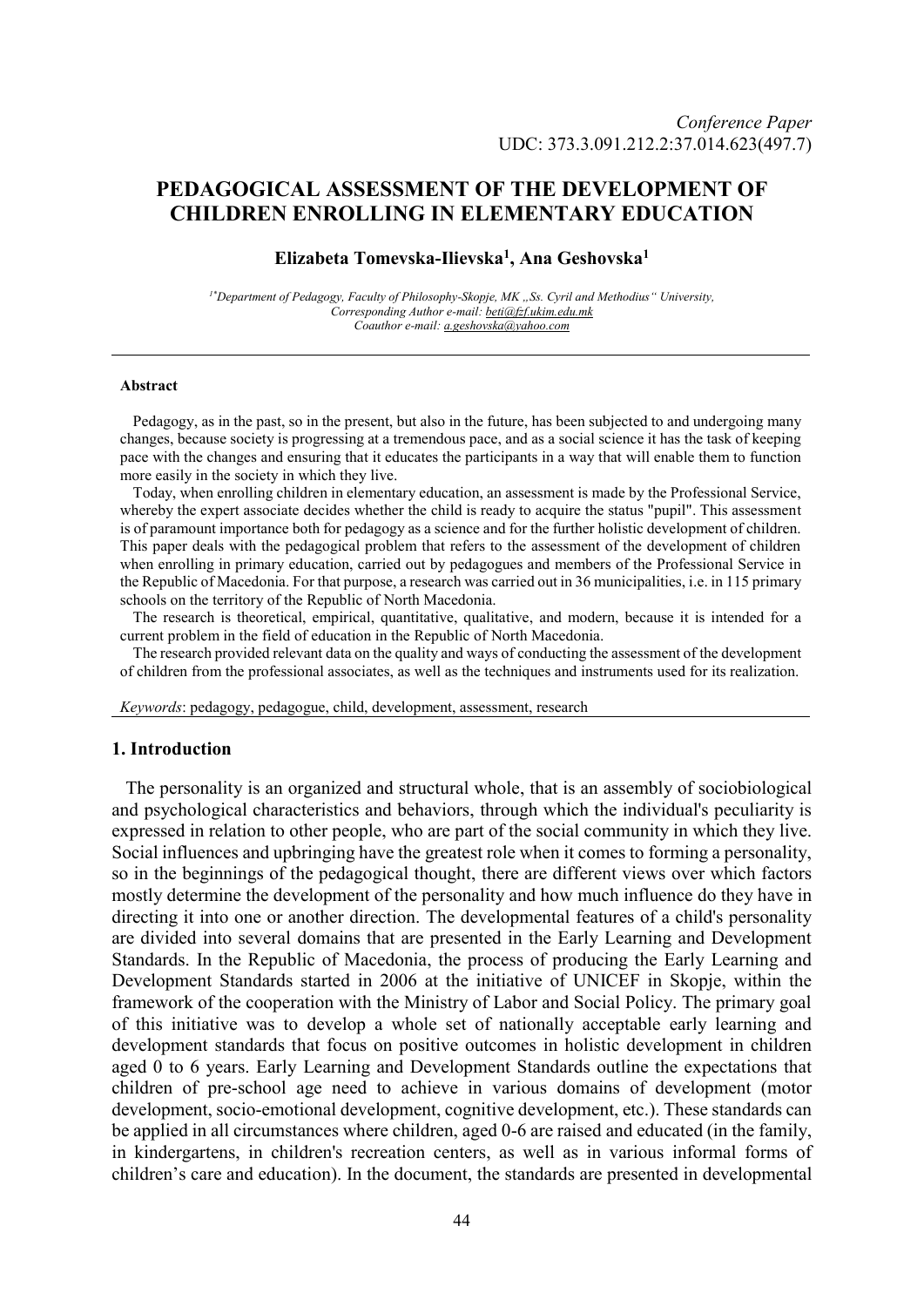*Conference Paper*
UDC: 373.3.091.212.2:37.014.623(497.7)

# PEDAGOGICAL ASSESSMENT OF THE DEVELOPMENT OF CHILDREN ENROLLING IN ELEMENTARY EDUCATION

**Elizabeta Tomevska-Ilievska[1], Ana Geshovska[1]**

*[1\*]Department of Pedagogy, Faculty of Philosophy-Skopje, MK „Ss. Cyril and Methodius" University,*
*Corresponding Author e-mail: beti@fzf.ukim.edu.mk*
*Coauthor e-mail: a.geshovska@yahoo.com*

---

#### Abstract

Pedagogy, as in the past, so in the present, but also in the future, has been subjected to and undergoing many changes, because society is progressing at a tremendous pace, and as a social science it has the task of keeping pace with the changes and ensuring that it educates the participants in a way that will enable them to function more easily in the society in which they live.

Today, when enrolling children in elementary education, an assessment is made by the Professional Service, whereby the expert associate decides whether the child is ready to acquire the status "pupil". This assessment is of paramount importance both for pedagogy as a science and for the further holistic development of children. This paper deals with the pedagogical problem that refers to the assessment of the development of children when enrolling in primary education, carried out by pedagogues and members of the Professional Service in the Republic of Macedonia. For that purpose, a research was carried out in 36 municipalities, i.e. in 115 primary schools on the territory of the Republic of North Macedonia.

The research is theoretical, empirical, quantitative, qualitative, and modern, because it is intended for a current problem in the field of education in the Republic of North Macedonia.

The research provided relevant data on the quality and ways of conducting the assessment of the development of children from the professional associates, as well as the techniques and instruments used for its realization.

*Keywords*: pedagogy, pedagogue, child, development, assessment, research

---

## 1. Introduction

The personality is an organized and structural whole, that is an assembly of sociobiological and psychological characteristics and behaviors, through which the individual's peculiarity is expressed in relation to other people, who are part of the social community in which they live. Social influences and upbringing have the greatest role when it comes to forming a personality, so in the beginnings of the pedagogical thought, there are different views over which factors mostly determine the development of the personality and how much influence do they have in directing it into one or another direction. The developmental features of a child's personality are divided into several domains that are presented in the Early Learning and Development Standards. In the Republic of Macedonia, the process of producing the Early Learning and Development Standards started in 2006 at the initiative of UNICEF in Skopje, within the framework of the cooperation with the Ministry of Labor and Social Policy. The primary goal of this initiative was to develop a whole set of nationally acceptable early learning and development standards that focus on positive outcomes in holistic development in children aged 0 to 6 years. Early Learning and Development Standards outline the expectations that children of pre-school age need to achieve in various domains of development (motor development, socio-emotional development, cognitive development, etc.). These standards can be applied in all circumstances where children, aged 0-6 are raised and educated (in the family, in kindergartens, in children's recreation centers, as well as in various informal forms of children's care and education). In the document, the standards are presented in developmental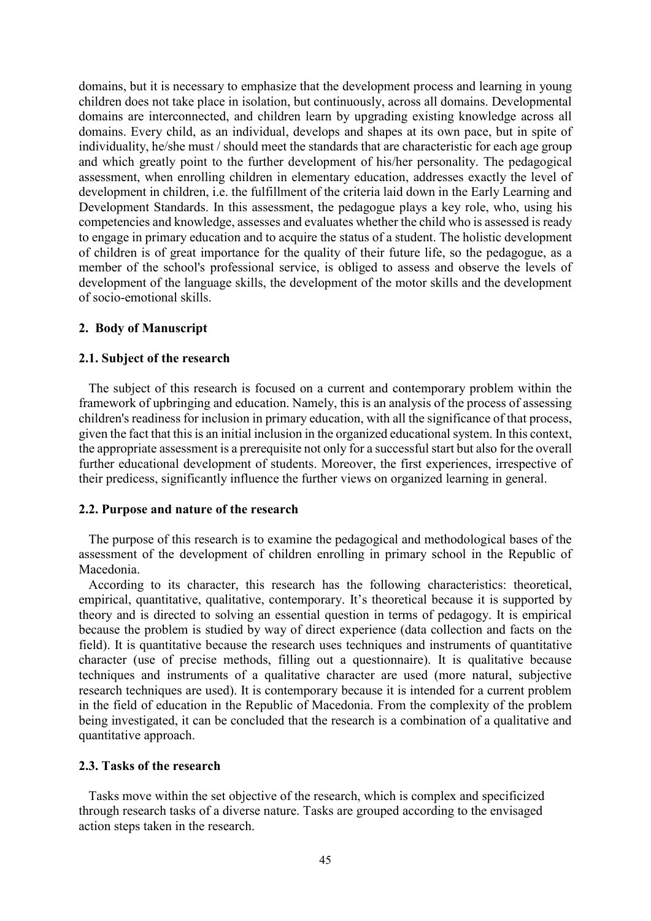domains, but it is necessary to emphasize that the development process and learning in young children does not take place in isolation, but continuously, across all domains. Developmental domains are interconnected, and children learn by upgrading existing knowledge across all domains. Every child, as an individual, develops and shapes at its own pace, but in spite of individuality, he/she must / should meet the standards that are characteristic for each age group and which greatly point to the further development of his/her personality. The pedagogical assessment, when enrolling children in elementary education, addresses exactly the level of development in children, i.e. the fulfillment of the criteria laid down in the Early Learning and Development Standards. In this assessment, the pedagogue plays a key role, who, using his competencies and knowledge, assesses and evaluates whether the child who is assessed is ready to engage in primary education and to acquire the status of a student. The holistic development of children is of great importance for the quality of their future life, so the pedagogue, as a member of the school's professional service, is obliged to assess and observe the levels of development of the language skills, the development of the motor skills and the development of socio-emotional skills.

## 2. Body of Manuscript

### 2.1. Subject of the research

The subject of this research is focused on a current and contemporary problem within the framework of upbringing and education. Namely, this is an analysis of the process of assessing children's readiness for inclusion in primary education, with all the significance of that process, given the fact that this is an initial inclusion in the organized educational system. In this context, the appropriate assessment is a prerequisite not only for a successful start but also for the overall further educational development of students. Moreover, the first experiences, irrespective of their predicess, significantly influence the further views on organized learning in general.

### 2.2. Purpose and nature of the research

The purpose of this research is to examine the pedagogical and methodological bases of the assessment of the development of children enrolling in primary school in the Republic of Macedonia.

According to its character, this research has the following characteristics: theoretical, empirical, quantitative, qualitative, contemporary. It's theoretical because it is supported by theory and is directed to solving an essential question in terms of pedagogy. It is empirical because the problem is studied by way of direct experience (data collection and facts on the field). It is quantitative because the research uses techniques and instruments of quantitative character (use of precise methods, filling out a questionnaire). It is qualitative because techniques and instruments of a qualitative character are used (more natural, subjective research techniques are used). It is contemporary because it is intended for a current problem in the field of education in the Republic of Macedonia. From the complexity of the problem being investigated, it can be concluded that the research is a combination of a qualitative and quantitative approach.

### 2.3. Tasks of the research

Tasks move within the set objective of the research, which is complex and specificized through research tasks of a diverse nature. Tasks are grouped according to the envisaged action steps taken in the research.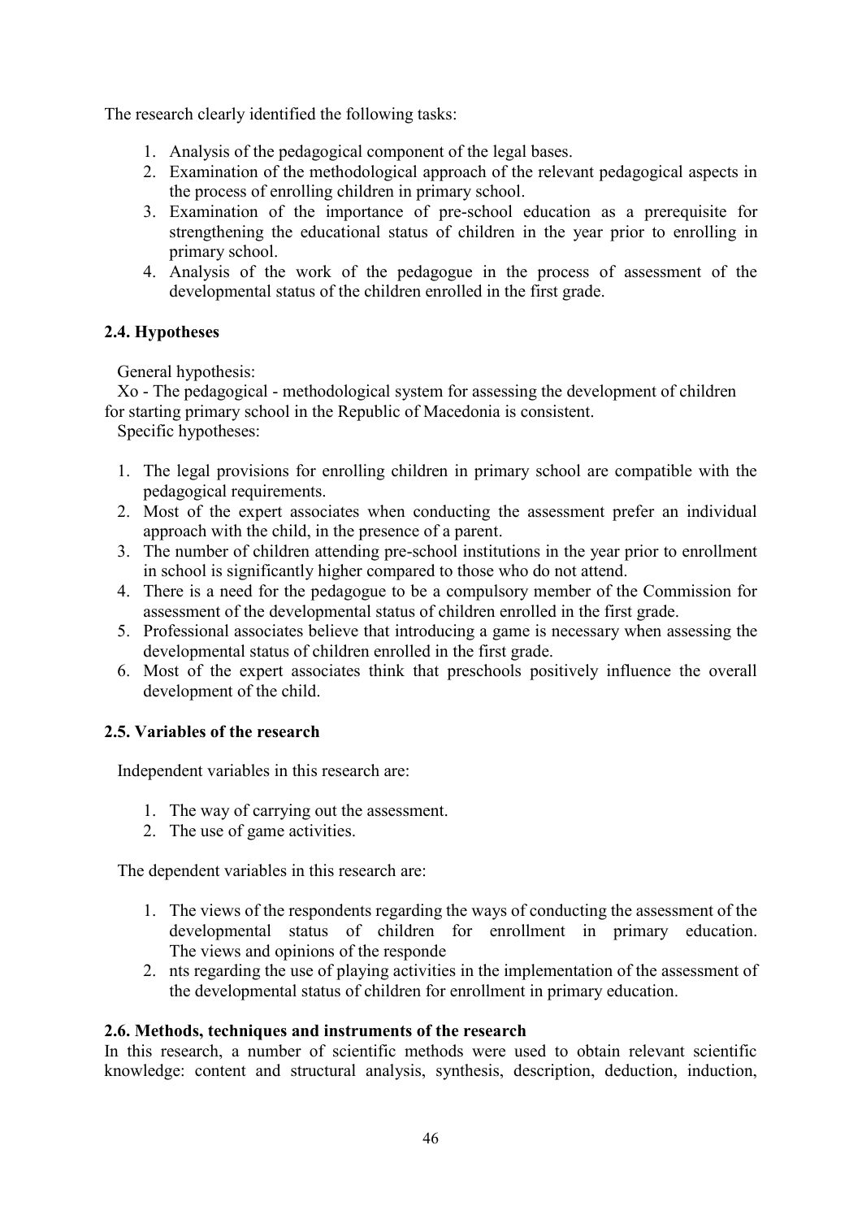The research clearly identified the following tasks:

1. Analysis of the pedagogical component of the legal bases.
2. Examination of the methodological approach of the relevant pedagogical aspects in the process of enrolling children in primary school.
3. Examination of the importance of pre-school education as a prerequisite for strengthening the educational status of children in the year prior to enrolling in primary school.
4. Analysis of the work of the pedagogue in the process of assessment of the developmental status of the children enrolled in the first grade.

### 2.4. Hypotheses

General hypothesis:

Xo - The pedagogical - methodological system for assessing the development of children for starting primary school in the Republic of Macedonia is consistent.

Specific hypotheses:

1. The legal provisions for enrolling children in primary school are compatible with the pedagogical requirements.
2. Most of the expert associates when conducting the assessment prefer an individual approach with the child, in the presence of a parent.
3. The number of children attending pre-school institutions in the year prior to enrollment in school is significantly higher compared to those who do not attend.
4. There is a need for the pedagogue to be a compulsory member of the Commission for assessment of the developmental status of children enrolled in the first grade.
5. Professional associates believe that introducing a game is necessary when assessing the developmental status of children enrolled in the first grade.
6. Most of the expert associates think that preschools positively influence the overall development of the child.

### 2.5. Variables of the research

Independent variables in this research are:

1. The way of carrying out the assessment.
2. The use of game activities.

The dependent variables in this research are:

1. The views of the respondents regarding the ways of conducting the assessment of the developmental status of children for enrollment in primary education. The views and opinions of the responde
2. nts regarding the use of playing activities in the implementation of the assessment of the developmental status of children for enrollment in primary education.

### 2.6. Methods, techniques and instruments of the research

In this research, a number of scientific methods were used to obtain relevant scientific knowledge: content and structural analysis, synthesis, description, deduction, induction,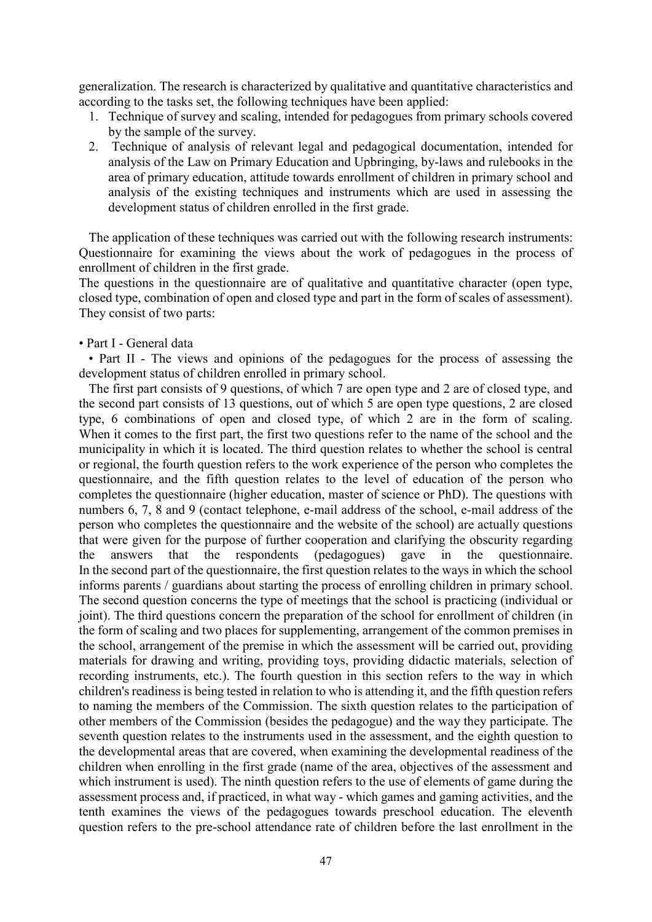generalization. The research is characterized by qualitative and quantitative characteristics and according to the tasks set, the following techniques have been applied:

1. Technique of survey and scaling, intended for pedagogues from primary schools covered by the sample of the survey.
2. Technique of analysis of relevant legal and pedagogical documentation, intended for analysis of the Law on Primary Education and Upbringing, by-laws and rulebooks in the area of primary education, attitude towards enrollment of children in primary school and analysis of the existing techniques and instruments which are used in assessing the development status of children enrolled in the first grade.

The application of these techniques was carried out with the following research instruments: Questionnaire for examining the views about the work of pedagogues in the process of enrollment of children in the first grade.

The questions in the questionnaire are of qualitative and quantitative character (open type, closed type, combination of open and closed type and part in the form of scales of assessment). They consist of two parts:

• Part I - General data

• Part II - The views and opinions of the pedagogues for the process of assessing the development status of children enrolled in primary school.

The first part consists of 9 questions, of which 7 are open type and 2 are of closed type, and the second part consists of 13 questions, out of which 5 are open type questions, 2 are closed type, 6 combinations of open and closed type, of which 2 are in the form of scaling. When it comes to the first part, the first two questions refer to the name of the school and the municipality in which it is located. The third question relates to whether the school is central or regional, the fourth question refers to the work experience of the person who completes the questionnaire, and the fifth question relates to the level of education of the person who completes the questionnaire (higher education, master of science or PhD). The questions with numbers 6, 7, 8 and 9 (contact telephone, e-mail address of the school, e-mail address of the person who completes the questionnaire and the website of the school) are actually questions that were given for the purpose of further cooperation and clarifying the obscurity regarding the answers that the respondents (pedagogues) gave in the questionnaire.
In the second part of the questionnaire, the first question relates to the ways in which the school informs parents / guardians about starting the process of enrolling children in primary school. The second question concerns the type of meetings that the school is practicing (individual or joint). The third questions concern the preparation of the school for enrollment of children (in the form of scaling and two places for supplementing, arrangement of the common premises in the school, arrangement of the premise in which the assessment will be carried out, providing materials for drawing and writing, providing toys, providing didactic materials, selection of recording instruments, etc.). The fourth question in this section refers to the way in which children's readiness is being tested in relation to who is attending it, and the fifth question refers to naming the members of the Commission. The sixth question relates to the participation of other members of the Commission (besides the pedagogue) and the way they participate. The seventh question relates to the instruments used in the assessment, and the eighth question to the developmental areas that are covered, when examining the developmental readiness of the children when enrolling in the first grade (name of the area, objectives of the assessment and which instrument is used). The ninth question refers to the use of elements of game during the assessment process and, if practiced, in what way - which games and gaming activities, and the tenth examines the views of the pedagogues towards preschool education. The eleventh question refers to the pre-school attendance rate of children before the last enrollment in the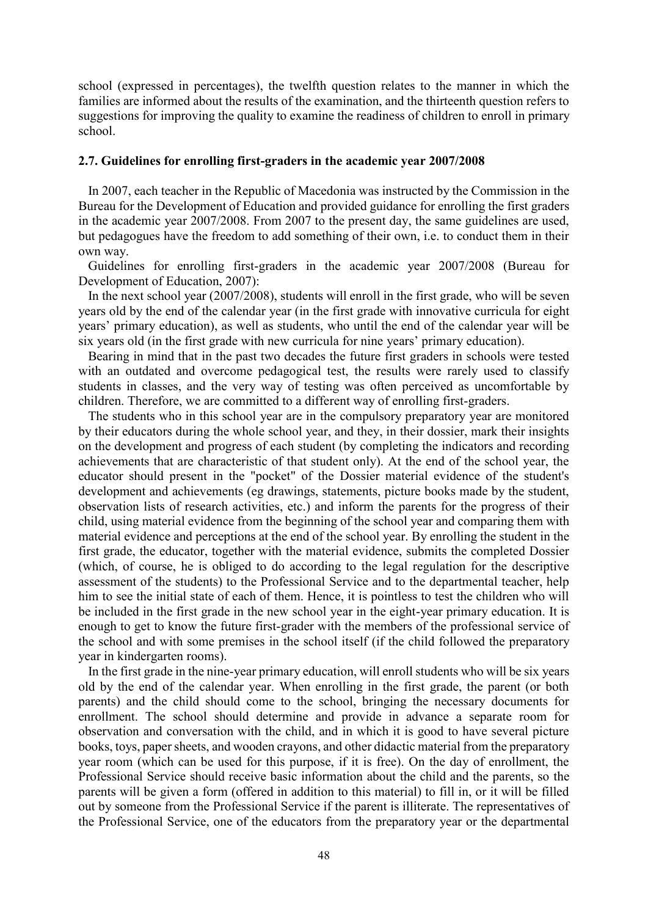school (expressed in percentages), the twelfth question relates to the manner in which the families are informed about the results of the examination, and the thirteenth question refers to suggestions for improving the quality to examine the readiness of children to enroll in primary school.

### 2.7. Guidelines for enrolling first-graders in the academic year 2007/2008

In 2007, each teacher in the Republic of Macedonia was instructed by the Commission in the Bureau for the Development of Education and provided guidance for enrolling the first graders in the academic year 2007/2008. From 2007 to the present day, the same guidelines are used, but pedagogues have the freedom to add something of their own, i.e. to conduct them in their own way.

Guidelines for enrolling first-graders in the academic year 2007/2008 (Bureau for Development of Education, 2007):

In the next school year (2007/2008), students will enroll in the first grade, who will be seven years old by the end of the calendar year (in the first grade with innovative curricula for eight years' primary education), as well as students, who until the end of the calendar year will be six years old (in the first grade with new curricula for nine years' primary education).

Bearing in mind that in the past two decades the future first graders in schools were tested with an outdated and overcome pedagogical test, the results were rarely used to classify students in classes, and the very way of testing was often perceived as uncomfortable by children. Therefore, we are committed to a different way of enrolling first-graders.

The students who in this school year are in the compulsory preparatory year are monitored by their educators during the whole school year, and they, in their dossier, mark their insights on the development and progress of each student (by completing the indicators and recording achievements that are characteristic of that student only). At the end of the school year, the educator should present in the "pocket" of the Dossier material evidence of the student's development and achievements (eg drawings, statements, picture books made by the student, observation lists of research activities, etc.) and inform the parents for the progress of their child, using material evidence from the beginning of the school year and comparing them with material evidence and perceptions at the end of the school year. By enrolling the student in the first grade, the educator, together with the material evidence, submits the completed Dossier (which, of course, he is obliged to do according to the legal regulation for the descriptive assessment of the students) to the Professional Service and to the departmental teacher, help him to see the initial state of each of them. Hence, it is pointless to test the children who will be included in the first grade in the new school year in the eight-year primary education. It is enough to get to know the future first-grader with the members of the professional service of the school and with some premises in the school itself (if the child followed the preparatory year in kindergarten rooms).

In the first grade in the nine-year primary education, will enroll students who will be six years old by the end of the calendar year. When enrolling in the first grade, the parent (or both parents) and the child should come to the school, bringing the necessary documents for enrollment. The school should determine and provide in advance a separate room for observation and conversation with the child, and in which it is good to have several picture books, toys, paper sheets, and wooden crayons, and other didactic material from the preparatory year room (which can be used for this purpose, if it is free). On the day of enrollment, the Professional Service should receive basic information about the child and the parents, so the parents will be given a form (offered in addition to this material) to fill in, or it will be filled out by someone from the Professional Service if the parent is illiterate. The representatives of the Professional Service, one of the educators from the preparatory year or the departmental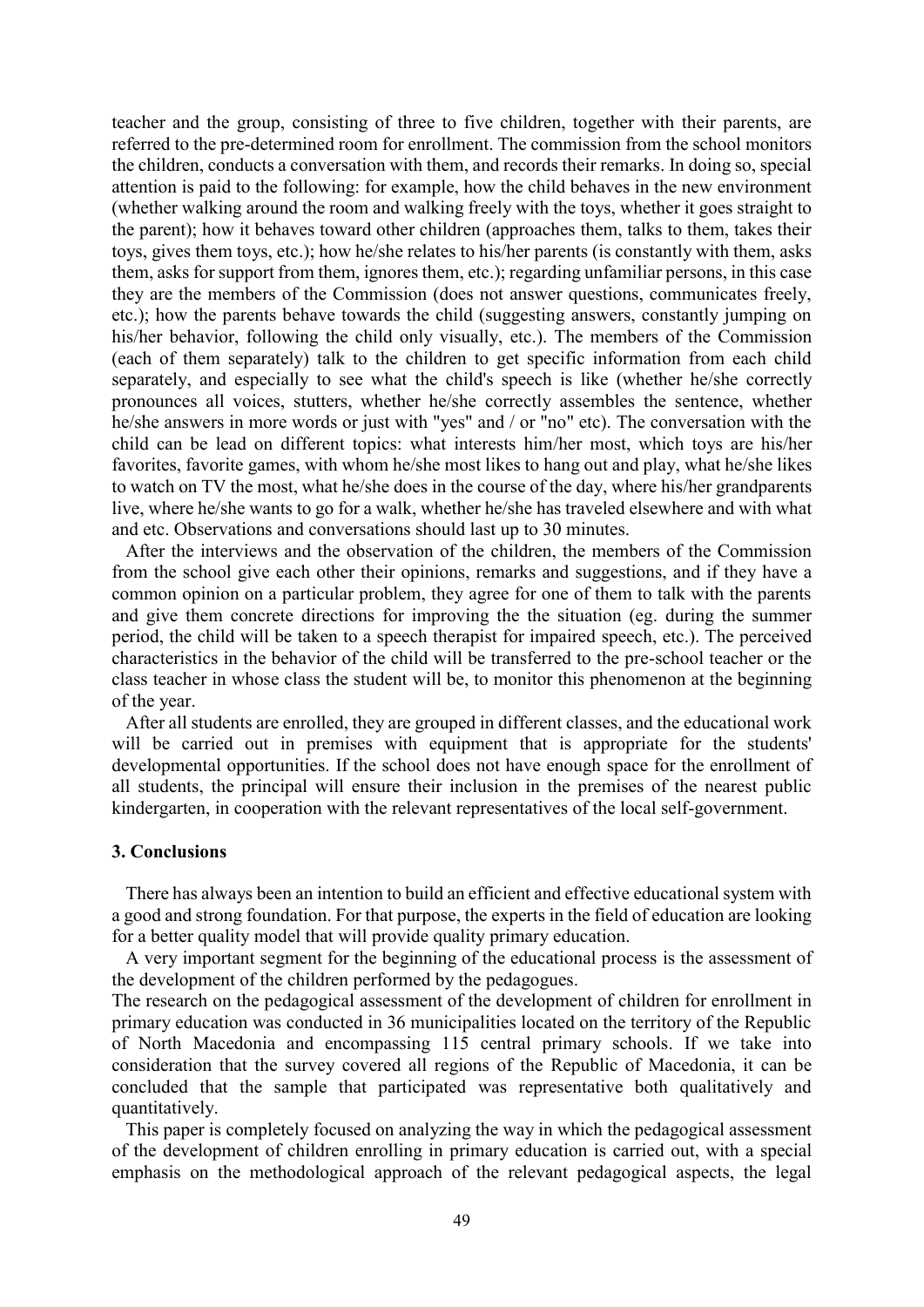teacher and the group, consisting of three to five children, together with their parents, are referred to the pre-determined room for enrollment. The commission from the school monitors the children, conducts a conversation with them, and records their remarks. In doing so, special attention is paid to the following: for example, how the child behaves in the new environment (whether walking around the room and walking freely with the toys, whether it goes straight to the parent); how it behaves toward other children (approaches them, talks to them, takes their toys, gives them toys, etc.); how he/she relates to his/her parents (is constantly with them, asks them, asks for support from them, ignores them, etc.); regarding unfamiliar persons, in this case they are the members of the Commission (does not answer questions, communicates freely, etc.); how the parents behave towards the child (suggesting answers, constantly jumping on his/her behavior, following the child only visually, etc.). The members of the Commission (each of them separately) talk to the children to get specific information from each child separately, and especially to see what the child's speech is like (whether he/she correctly pronounces all voices, stutters, whether he/she correctly assembles the sentence, whether he/she answers in more words or just with "yes" and / or "no" etc). The conversation with the child can be lead on different topics: what interests him/her most, which toys are his/her favorites, favorite games, with whom he/she most likes to hang out and play, what he/she likes to watch on TV the most, what he/she does in the course of the day, where his/her grandparents live, where he/she wants to go for a walk, whether he/she has traveled elsewhere and with what and etc. Observations and conversations should last up to 30 minutes.

After the interviews and the observation of the children, the members of the Commission from the school give each other their opinions, remarks and suggestions, and if they have a common opinion on a particular problem, they agree for one of them to talk with the parents and give them concrete directions for improving the the situation (eg. during the summer period, the child will be taken to a speech therapist for impaired speech, etc.). The perceived characteristics in the behavior of the child will be transferred to the pre-school teacher or the class teacher in whose class the student will be, to monitor this phenomenon at the beginning of the year.

After all students are enrolled, they are grouped in different classes, and the educational work will be carried out in premises with equipment that is appropriate for the students' developmental opportunities. If the school does not have enough space for the enrollment of all students, the principal will ensure their inclusion in the premises of the nearest public kindergarten, in cooperation with the relevant representatives of the local self-government.

### 3. Conclusions

There has always been an intention to build an efficient and effective educational system with a good and strong foundation. For that purpose, the experts in the field of education are looking for a better quality model that will provide quality primary education.

A very important segment for the beginning of the educational process is the assessment of the development of the children performed by the pedagogues.

The research on the pedagogical assessment of the development of children for enrollment in primary education was conducted in 36 municipalities located on the territory of the Republic of North Macedonia and encompassing 115 central primary schools. If we take into consideration that the survey covered all regions of the Republic of Macedonia, it can be concluded that the sample that participated was representative both qualitatively and quantitatively.

This paper is completely focused on analyzing the way in which the pedagogical assessment of the development of children enrolling in primary education is carried out, with a special emphasis on the methodological approach of the relevant pedagogical aspects, the legal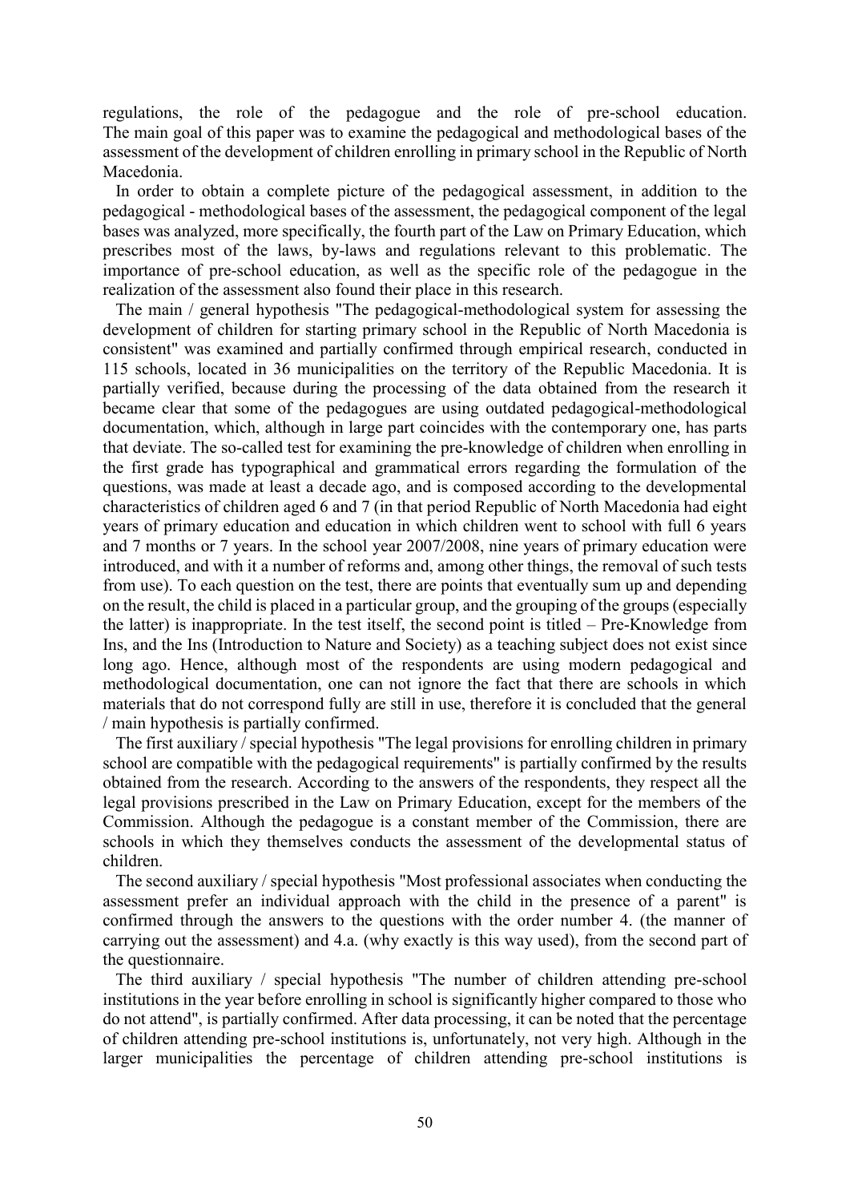regulations, the role of the pedagogue and the role of pre-school education. The main goal of this paper was to examine the pedagogical and methodological bases of the assessment of the development of children enrolling in primary school in the Republic of North Macedonia.

In order to obtain a complete picture of the pedagogical assessment, in addition to the pedagogical - methodological bases of the assessment, the pedagogical component of the legal bases was analyzed, more specifically, the fourth part of the Law on Primary Education, which prescribes most of the laws, by-laws and regulations relevant to this problematic. The importance of pre-school education, as well as the specific role of the pedagogue in the realization of the assessment also found their place in this research.

The main / general hypothesis "The pedagogical-methodological system for assessing the development of children for starting primary school in the Republic of North Macedonia is consistent" was examined and partially confirmed through empirical research, conducted in 115 schools, located in 36 municipalities on the territory of the Republic Macedonia. It is partially verified, because during the processing of the data obtained from the research it became clear that some of the pedagogues are using outdated pedagogical-methodological documentation, which, although in large part coincides with the contemporary one, has parts that deviate. The so-called test for examining the pre-knowledge of children when enrolling in the first grade has typographical and grammatical errors regarding the formulation of the questions, was made at least a decade ago, and is composed according to the developmental characteristics of children aged 6 and 7 (in that period Republic of North Macedonia had eight years of primary education and education in which children went to school with full 6 years and 7 months or 7 years. In the school year 2007/2008, nine years of primary education were introduced, and with it a number of reforms and, among other things, the removal of such tests from use). To each question on the test, there are points that eventually sum up and depending on the result, the child is placed in a particular group, and the grouping of the groups (especially the latter) is inappropriate. In the test itself, the second point is titled – Pre-Knowledge from Ins, and the Ins (Introduction to Nature and Society) as a teaching subject does not exist since long ago. Hence, although most of the respondents are using modern pedagogical and methodological documentation, one can not ignore the fact that there are schools in which materials that do not correspond fully are still in use, therefore it is concluded that the general / main hypothesis is partially confirmed.

The first auxiliary / special hypothesis "The legal provisions for enrolling children in primary school are compatible with the pedagogical requirements" is partially confirmed by the results obtained from the research. According to the answers of the respondents, they respect all the legal provisions prescribed in the Law on Primary Education, except for the members of the Commission. Although the pedagogue is a constant member of the Commission, there are schools in which they themselves conducts the assessment of the developmental status of children.

The second auxiliary / special hypothesis "Most professional associates when conducting the assessment prefer an individual approach with the child in the presence of a parent" is confirmed through the answers to the questions with the order number 4. (the manner of carrying out the assessment) and 4.a. (why exactly is this way used), from the second part of the questionnaire.

The third auxiliary / special hypothesis "The number of children attending pre-school institutions in the year before enrolling in school is significantly higher compared to those who do not attend", is partially confirmed. After data processing, it can be noted that the percentage of children attending pre-school institutions is, unfortunately, not very high. Although in the larger municipalities the percentage of children attending pre-school institutions is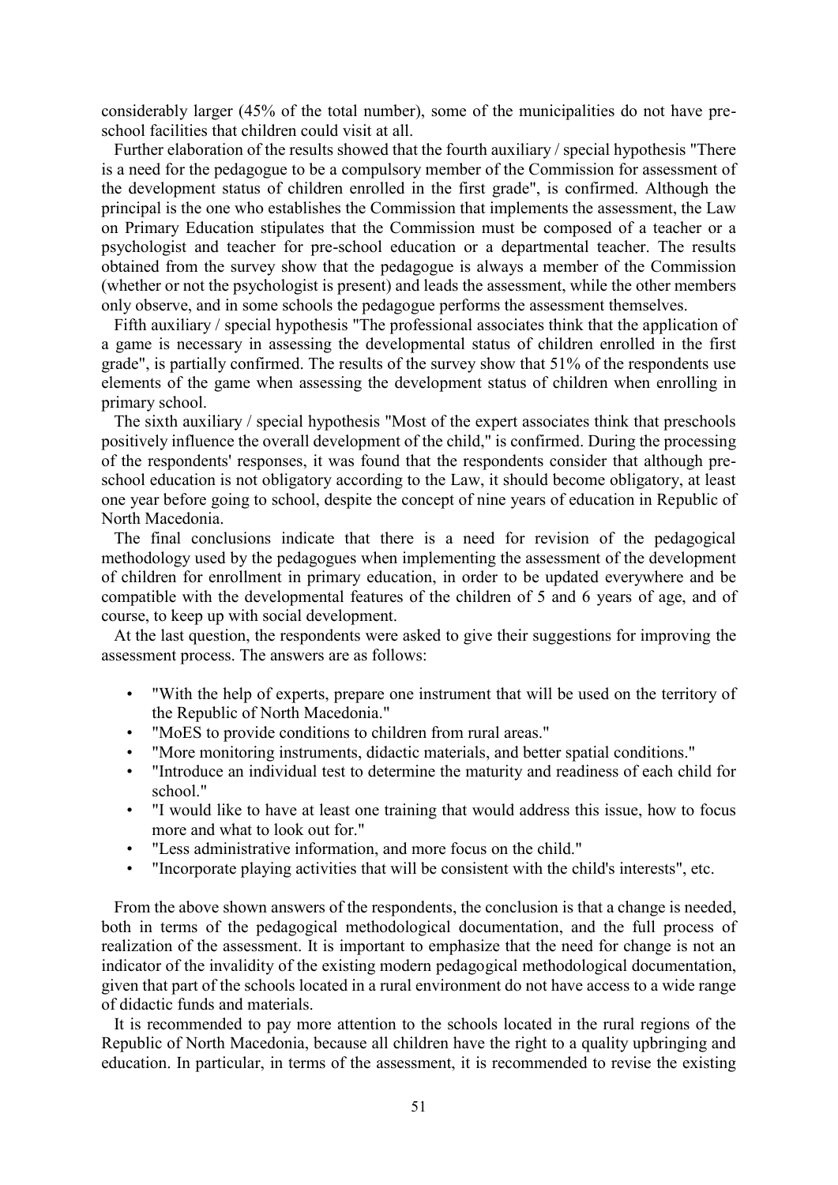considerably larger (45% of the total number), some of the municipalities do not have pre-school facilities that children could visit at all.

Further elaboration of the results showed that the fourth auxiliary / special hypothesis "There is a need for the pedagogue to be a compulsory member of the Commission for assessment of the development status of children enrolled in the first grade", is confirmed. Although the principal is the one who establishes the Commission that implements the assessment, the Law on Primary Education stipulates that the Commission must be composed of a teacher or a psychologist and teacher for pre-school education or a departmental teacher. The results obtained from the survey show that the pedagogue is always a member of the Commission (whether or not the psychologist is present) and leads the assessment, while the other members only observe, and in some schools the pedagogue performs the assessment themselves.

Fifth auxiliary / special hypothesis "The professional associates think that the application of a game is necessary in assessing the developmental status of children enrolled in the first grade", is partially confirmed. The results of the survey show that 51% of the respondents use elements of the game when assessing the development status of children when enrolling in primary school.

The sixth auxiliary / special hypothesis "Most of the expert associates think that preschools positively influence the overall development of the child," is confirmed. During the processing of the respondents' responses, it was found that the respondents consider that although pre-school education is not obligatory according to the Law, it should become obligatory, at least one year before going to school, despite the concept of nine years of education in Republic of North Macedonia.

The final conclusions indicate that there is a need for revision of the pedagogical methodology used by the pedagogues when implementing the assessment of the development of children for enrollment in primary education, in order to be updated everywhere and be compatible with the developmental features of the children of 5 and 6 years of age, and of course, to keep up with social development.

At the last question, the respondents were asked to give their suggestions for improving the assessment process. The answers are as follows:

- "With the help of experts, prepare one instrument that will be used on the territory of the Republic of North Macedonia."
- "MoES to provide conditions to children from rural areas."
- "More monitoring instruments, didactic materials, and better spatial conditions."
- "Introduce an individual test to determine the maturity and readiness of each child for school."
- "I would like to have at least one training that would address this issue, how to focus more and what to look out for."
- "Less administrative information, and more focus on the child."
- "Incorporate playing activities that will be consistent with the child's interests", etc.

From the above shown answers of the respondents, the conclusion is that a change is needed, both in terms of the pedagogical methodological documentation, and the full process of realization of the assessment. It is important to emphasize that the need for change is not an indicator of the invalidity of the existing modern pedagogical methodological documentation, given that part of the schools located in a rural environment do not have access to a wide range of didactic funds and materials.

It is recommended to pay more attention to the schools located in the rural regions of the Republic of North Macedonia, because all children have the right to a quality upbringing and education. In particular, in terms of the assessment, it is recommended to revise the existing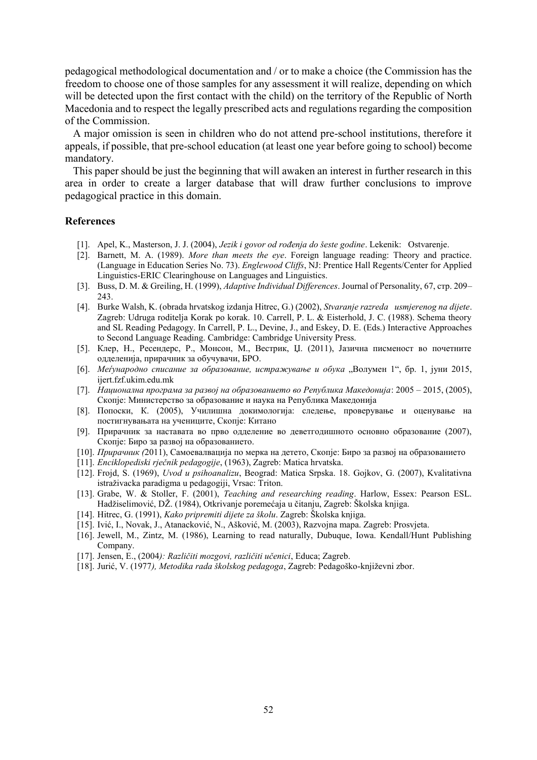pedagogical methodological documentation and / or to make a choice (the Commission has the freedom to choose one of those samples for any assessment it will realize, depending on which will be detected upon the first contact with the child) on the territory of the Republic of North Macedonia and to respect the legally prescribed acts and regulations regarding the composition of the Commission.

A major omission is seen in children who do not attend pre-school institutions, therefore it appeals, if possible, that pre-school education (at least one year before going to school) become mandatory.

This paper should be just the beginning that will awaken an interest in further research in this area in order to create a larger database that will draw further conclusions to improve pedagogical practice in this domain.

## References

[1]. Apel, K., Masterson, J. J. (2004), *Jezik i govor od rođenja do šeste godine*. Lekenik: Ostvarenje.

[2]. Barnett, M. A. (1989). *More than meets the eye*. Foreign language reading: Theory and practice. (Language in Education Series No. 73). *Englewood Cliffs*, NJ: Prentice Hall Regents/Center for Applied Linguistics-ERIC Clearinghouse on Languages and Linguistics.

[3]. Buss, D. M. & Greiling, H. (1999), *Adaptive Individual Differences*. Journal of Personality, 67, стр. 209–243.

[4]. Burke Walsh, K. (obrada hrvatskog izdanja Hitrec, G.) (2002), *Stvaranje razreda usmjerenog na dijete*. Zagreb: Udruga roditelja Korak po korak. 10. Carrell, P. L. & Eisterhold, J. C. (1988). Schema theory and SL Reading Pedagogy. In Carrell, P. L., Devine, J., and Eskey, D. E. (Eds.) Interactive Approaches to Second Language Reading. Cambridge: Cambridge University Press.

[5]. Клер, Н., Ресендерс, Р., Монсон, М., Вестрик, Џ. (2011), Јазична писменост во почетните одделенија, прирачник за обучувачи, БРО.

[6]. *Меѓународно списание за образование, истражување и обука* „Волумен 1", бр. 1, јуни 2015, ijert.fzf.ukim.edu.mk

[7]. *Национална програма за развој на образованието во Република Македонија*: 2005 – 2015, (2005), Скопје: Министерство за образование и наука на Република Македонија

[8]. Попоски, К. (2005), Училишна докимологија: следење, проверување и оценување на постигнувањата на учениците, Скопје: Китано

[9]. Прирачник за наставата во прво одделение во деветгодишното основно образование (2007), Скопје: Биро за развој на образованието.

[10]. *Прирачник (*2011), Самоевалвација по мерка на детето, Скопје: Биро за развој на образованието

[11]. *Enciklopediski rječnik pedagogije*, (1963), Zagreb: Matica hrvatska.

[12]. Frojd, S. (1969), *Uvod u psihoanalizu*, Beograd: Matica Srpska. 18. Gojkov, G. (2007), Kvalitativna istraživacka paradigma u pedagogiji, Vrsac: Triton.

[13]. Grabe, W. & Stoller, F. (2001), *Teaching and researching reading*. Harlow, Essex: Pearson ESL. Hadžiselimović, DŽ. (1984), Otkrivanje poremećaja u čitanju, Zagreb: Školska knjiga.

[14]. Hitrec, G. (1991), *Kako pripremiti dijete za školu*. Zagreb: Školska knjiga.

[15]. Ivić, I., Novak, J., Atanacković, N., Ašković, M. (2003), Razvojna mapa. Zagreb: Prosvjeta.

[16]. Jewell, M., Zintz, M. (1986), Learning to read naturally, Dubuque, Iowa. Kendall/Hunt Publishing Company.

[17]. Jensen, E., (2004*): Različiti mozgovi, različiti učenici*, Educa; Zagreb.

[18]. Jurić, V. (1977*), Metodika rada školskog pedagoga*, Zagreb: Pedagoško-književni zbor.